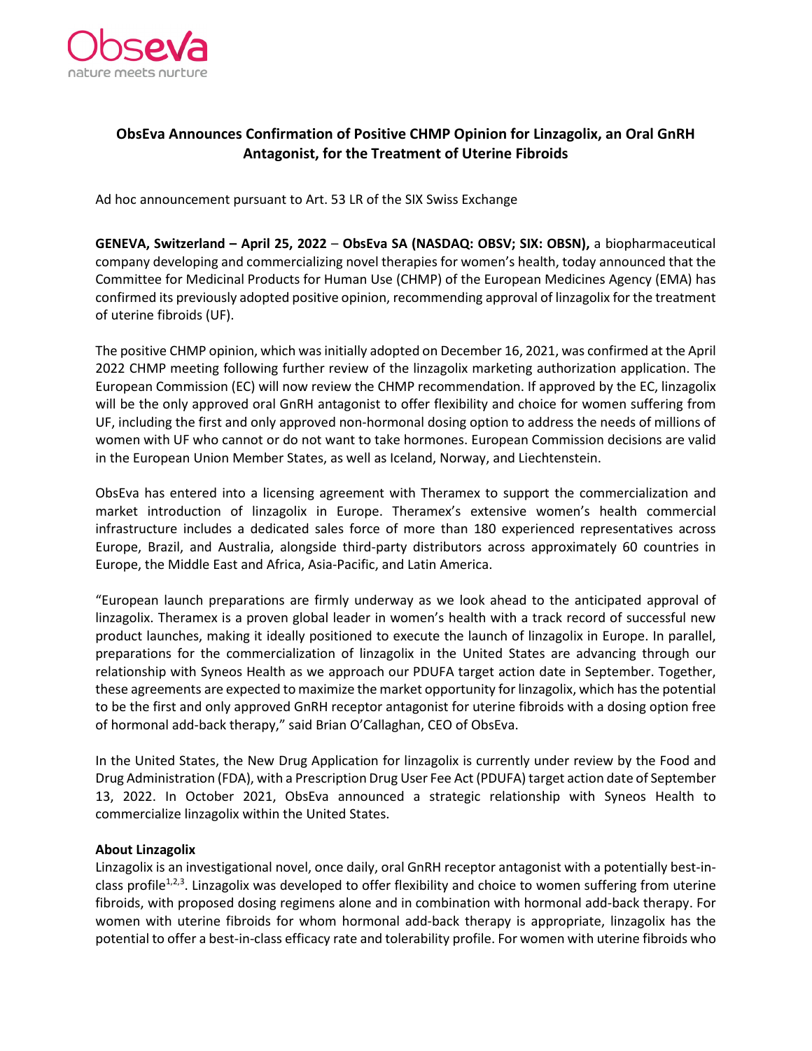**ObsEva Announces Confirmation of Positive CHMP Opinion for Linzagolix, an Oral GnRH Antagonist, for the Treatment of Uterine Fibroids**

Ad hoc announcement pursuant to Art. 53 LR of the SIX Swiss Exchange

**GENEVA, Switzerland – April 25, 2022** – **ObsEva SA (NASDAQ: OBSV; SIX: OBSN),** a biopharmaceutical company developing and commercializing novel therapies for women's health, today announced that the Committee for Medicinal Products for Human Use (CHMP) of the European Medicines Agency (EMA) has confirmed its previously adopted positive opinion, recommending approval of linzagolix for the treatment of uterine fibroids (UF).

The positive CHMP opinion, which was initially adopted on December 16, 2021, was confirmed at the April 2022 CHMP meeting following further review of the linzagolix marketing authorization application. The European Commission (EC) will now review the CHMP recommendation. If approved by the EC, linzagolix will be the only approved oral GnRH antagonist to offer flexibility and choice for women suffering from UF, including the first and only approved non-hormonal dosing option to address the needs of millions of women with UF who cannot or do not want to take hormones. European Commission decisions are valid in the European Union Member States, as well as Iceland, Norway, and Liechtenstein.

ObsEva has entered into a licensing agreement with Theramex to support the commercialization and market introduction of linzagolix in Europe. Theramex's extensive women's health commercial infrastructure includes a dedicated sales force of more than 180 experienced representatives across Europe, Brazil, and Australia, alongside third-party distributors across approximately 60 countries in Europe, the Middle East and Africa, Asia-Pacific, and Latin America.

"European launch preparations are firmly underway as we look ahead to the anticipated approval of linzagolix. Theramex is a proven global leader in women's health with a track record of successful new product launches, making it ideally positioned to execute the launch of linzagolix in Europe. In parallel, preparations for the commercialization of linzagolix in the United States are advancing through our relationship with Syneos Health as we approach our PDUFA target action date in September. Together, these agreements are expected to maximize the market opportunity for linzagolix, which has the potential to be the first and only approved GnRH receptor antagonist for uterine fibroids with a dosing option free of hormonal add-back therapy," said Brian O'Callaghan, CEO of ObsEva.

In the United States, the New Drug Application for linzagolix is currently under review by the Food and Drug Administration (FDA), with a Prescription Drug User Fee Act (PDUFA) target action date of September 13, 2022. In October 2021, ObsEva announced a strategic relationship with Syneos Health to commercialize linzagolix within the United States.

**About Linzagolix**

Linzagolix is an investigational novel, once daily, oral GnRH receptor antagonist with a potentially best-in-class profile[1,2,3]. Linzagolix was developed to offer flexibility and choice to women suffering from uterine fibroids, with proposed dosing regimens alone and in combination with hormonal add-back therapy. For women with uterine fibroids for whom hormonal add-back therapy is appropriate, linzagolix has the potential to offer a best-in-class efficacy rate and tolerability profile. For women with uterine fibroids who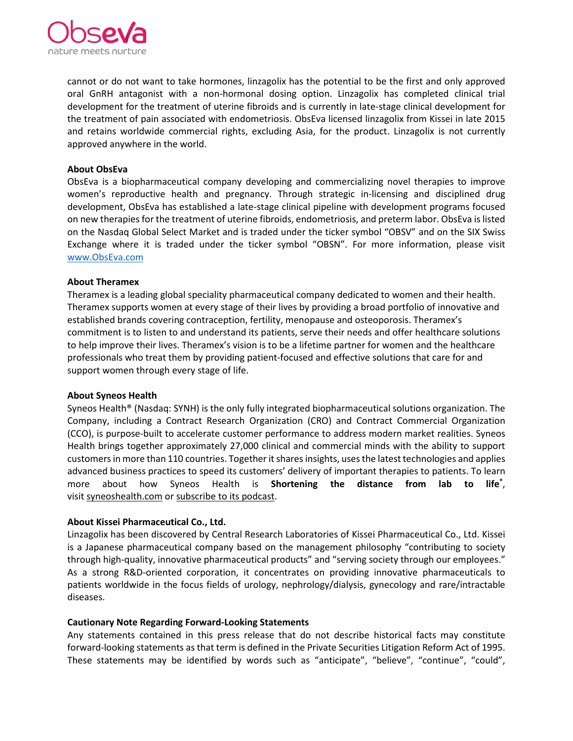cannot or do not want to take hormones, linzagolix has the potential to be the first and only approved oral GnRH antagonist with a non-hormonal dosing option. Linzagolix has completed clinical trial development for the treatment of uterine fibroids and is currently in late-stage clinical development for the treatment of pain associated with endometriosis. ObsEva licensed linzagolix from Kissei in late 2015 and retains worldwide commercial rights, excluding Asia, for the product. Linzagolix is not currently approved anywhere in the world.

**About ObsEva**
ObsEva is a biopharmaceutical company developing and commercializing novel therapies to improve women's reproductive health and pregnancy. Through strategic in-licensing and disciplined drug development, ObsEva has established a late-stage clinical pipeline with development programs focused on new therapies for the treatment of uterine fibroids, endometriosis, and preterm labor. ObsEva is listed on the Nasdaq Global Select Market and is traded under the ticker symbol "OBSV" and on the SIX Swiss Exchange where it is traded under the ticker symbol "OBSN". For more information, please visit www.ObsEva.com

**About Theramex**
Theramex is a leading global speciality pharmaceutical company dedicated to women and their health. Theramex supports women at every stage of their lives by providing a broad portfolio of innovative and established brands covering contraception, fertility, menopause and osteoporosis. Theramex's commitment is to listen to and understand its patients, serve their needs and offer healthcare solutions to help improve their lives. Theramex's vision is to be a lifetime partner for women and the healthcare professionals who treat them by providing patient-focused and effective solutions that care for and support women through every stage of life.

**About Syneos Health**
Syneos Health® (Nasdaq: SYNH) is the only fully integrated biopharmaceutical solutions organization. The Company, including a Contract Research Organization (CRO) and Contract Commercial Organization (CCO), is purpose-built to accelerate customer performance to address modern market realities. Syneos Health brings together approximately 27,000 clinical and commercial minds with the ability to support customers in more than 110 countries. Together it shares insights, uses the latest technologies and applies advanced business practices to speed its customers' delivery of important therapies to patients. To learn more about how Syneos Health is **Shortening the distance from lab to life®**, visit syneoshealth.com or subscribe to its podcast.

**About Kissei Pharmaceutical Co., Ltd.**
Linzagolix has been discovered by Central Research Laboratories of Kissei Pharmaceutical Co., Ltd. Kissei is a Japanese pharmaceutical company based on the management philosophy "contributing to society through high-quality, innovative pharmaceutical products" and "serving society through our employees." As a strong R&D-oriented corporation, it concentrates on providing innovative pharmaceuticals to patients worldwide in the focus fields of urology, nephrology/dialysis, gynecology and rare/intractable diseases.

**Cautionary Note Regarding Forward-Looking Statements**
Any statements contained in this press release that do not describe historical facts may constitute forward-looking statements as that term is defined in the Private Securities Litigation Reform Act of 1995. These statements may be identified by words such as "anticipate", "believe", "continue", "could",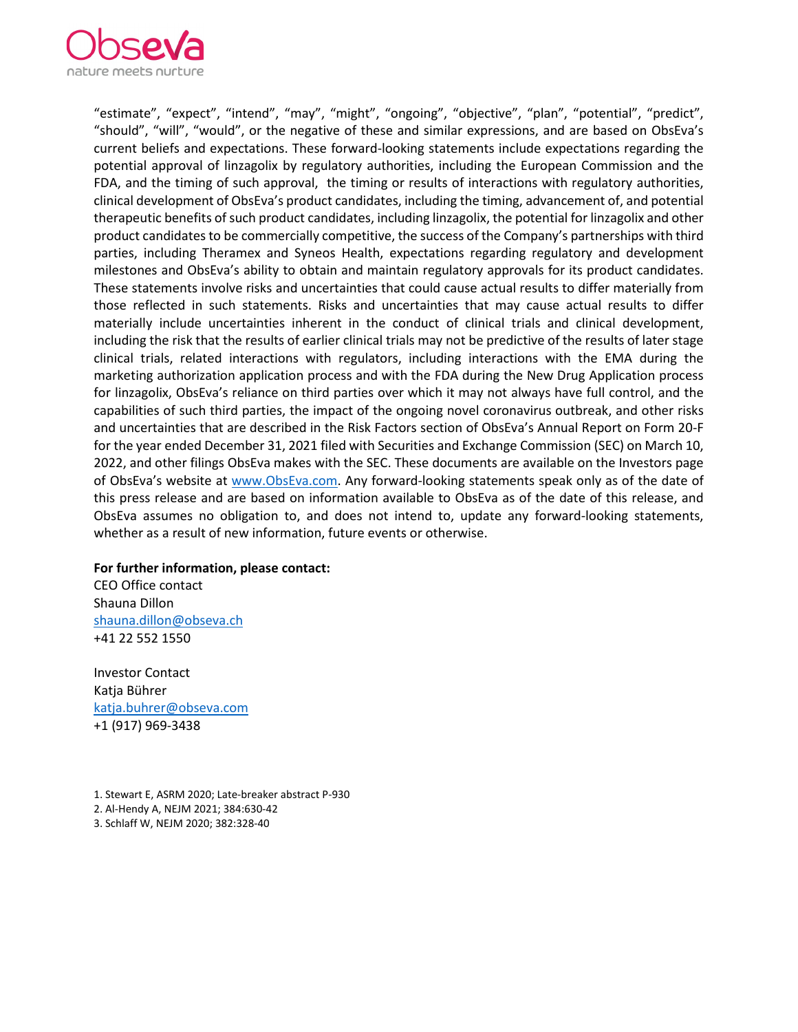"estimate", "expect", "intend", "may", "might", "ongoing", "objective", "plan", "potential", "predict", "should", "will", "would", or the negative of these and similar expressions, and are based on ObsEva's current beliefs and expectations. These forward-looking statements include expectations regarding the potential approval of linzagolix by regulatory authorities, including the European Commission and the FDA, and the timing of such approval, the timing or results of interactions with regulatory authorities, clinical development of ObsEva's product candidates, including the timing, advancement of, and potential therapeutic benefits of such product candidates, including linzagolix, the potential for linzagolix and other product candidates to be commercially competitive, the success of the Company's partnerships with third parties, including Theramex and Syneos Health, expectations regarding regulatory and development milestones and ObsEva's ability to obtain and maintain regulatory approvals for its product candidates. These statements involve risks and uncertainties that could cause actual results to differ materially from those reflected in such statements. Risks and uncertainties that may cause actual results to differ materially include uncertainties inherent in the conduct of clinical trials and clinical development, including the risk that the results of earlier clinical trials may not be predictive of the results of later stage clinical trials, related interactions with regulators, including interactions with the EMA during the marketing authorization application process and with the FDA during the New Drug Application process for linzagolix, ObsEva's reliance on third parties over which it may not always have full control, and the capabilities of such third parties, the impact of the ongoing novel coronavirus outbreak, and other risks and uncertainties that are described in the Risk Factors section of ObsEva's Annual Report on Form 20-F for the year ended December 31, 2021 filed with Securities and Exchange Commission (SEC) on March 10, 2022, and other filings ObsEva makes with the SEC. These documents are available on the Investors page of ObsEva's website at www.ObsEva.com. Any forward-looking statements speak only as of the date of this press release and are based on information available to ObsEva as of the date of this release, and ObsEva assumes no obligation to, and does not intend to, update any forward-looking statements, whether as a result of new information, future events or otherwise.

**For further information, please contact:**

CEO Office contact
Shauna Dillon
shauna.dillon@obseva.ch
+41 22 552 1550

Investor Contact
Katja Bührer
katja.buhrer@obseva.com
+1 (917) 969-3438

1. Stewart E, ASRM 2020; Late-breaker abstract P-930
2. Al-Hendy A, NEJM 2021; 384:630-42
3. Schlaff W, NEJM 2020; 382:328-40